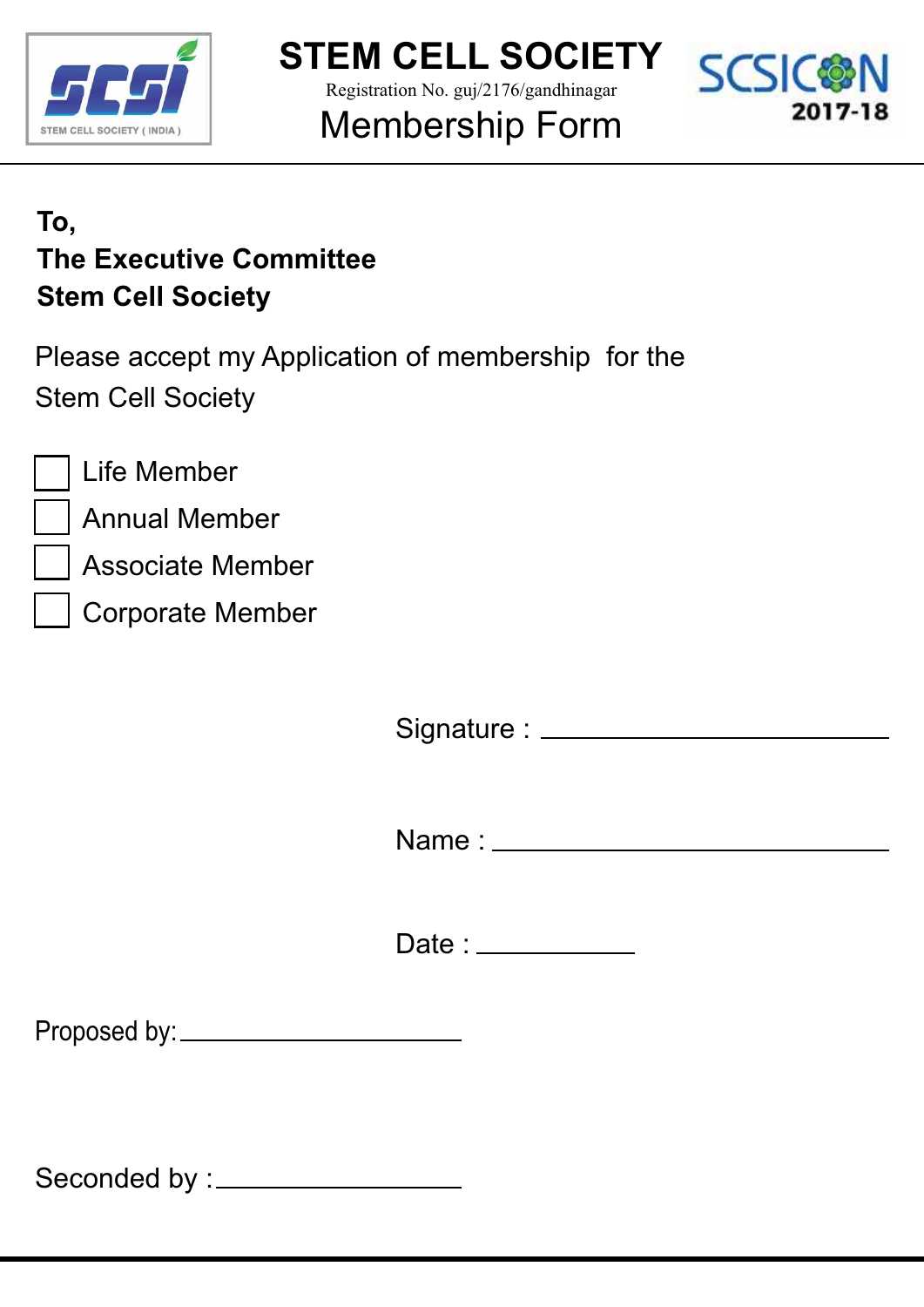# STEM CELL SOCIETY

Registration No. guj/2176/gandhinagar

## Membership Form

SCSI STEM CELL SOCIETY ( INDIA )

SCSICON 2017-18

**To,**
**The Executive Committee**
**Stem Cell Society**

Please accept my Application of membership for the Stem Cell Society

- [ ] Life Member
- [ ] Annual Member
- [ ] Associate Member
- [ ] Corporate Member

Signature : ____________________

Name : ____________________

Date : __________

Proposed by: ____________________

Seconded by : ____________________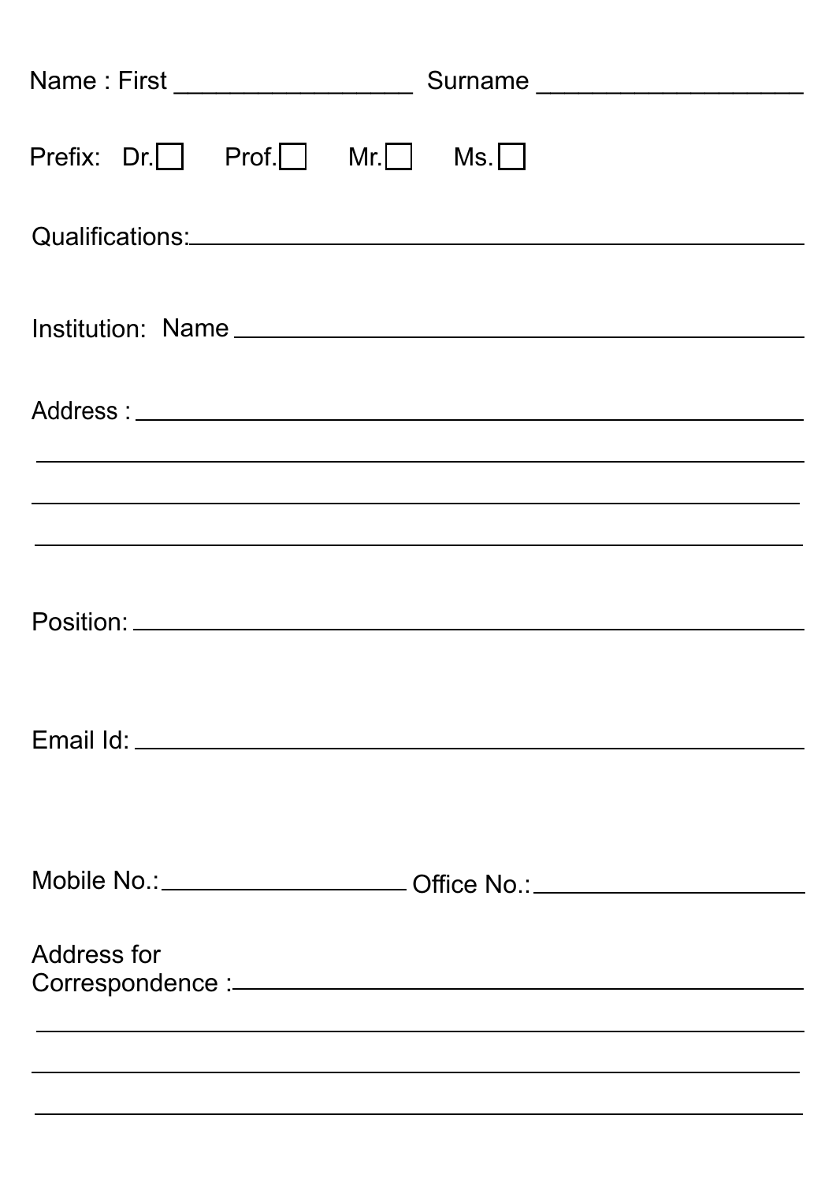Name : First ________________ Surname __________________

Prefix: Dr. ☐ Prof. ☐ Mr. ☐ Ms. ☐

Qualifications: ________________________________________________

Institution: Name ______________________________________________

Address : ______________________________________________________

________________________________________________________________

________________________________________________________________

________________________________________________________________

Position: ______________________________________________________

Email Id: ______________________________________________________

Mobile No.: ____________________ Office No.: ____________________

Address for
Correspondence : ______________________________________________

________________________________________________________________

________________________________________________________________

________________________________________________________________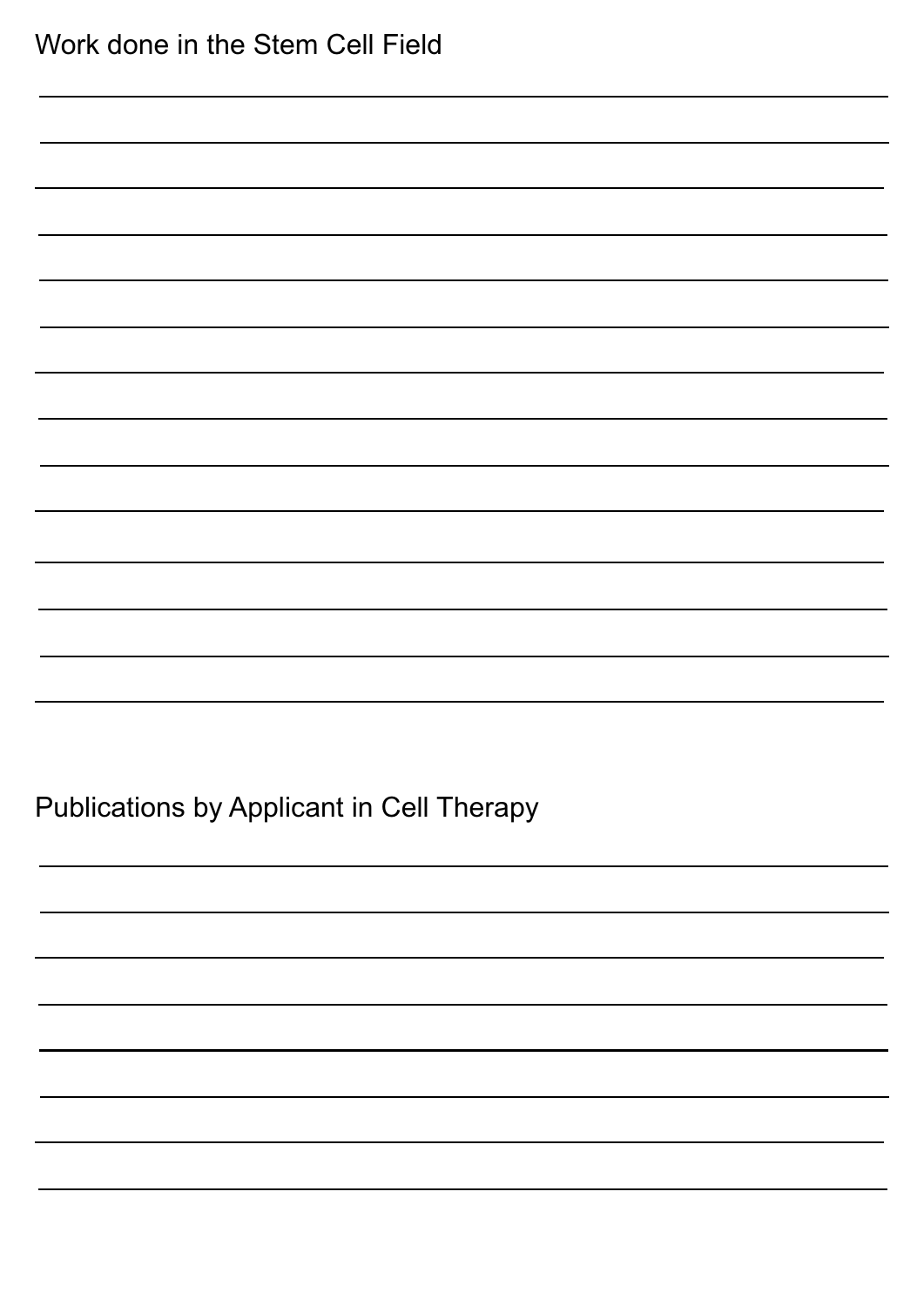Work done in the Stem Cell Field

Publications by Applicant in Cell Therapy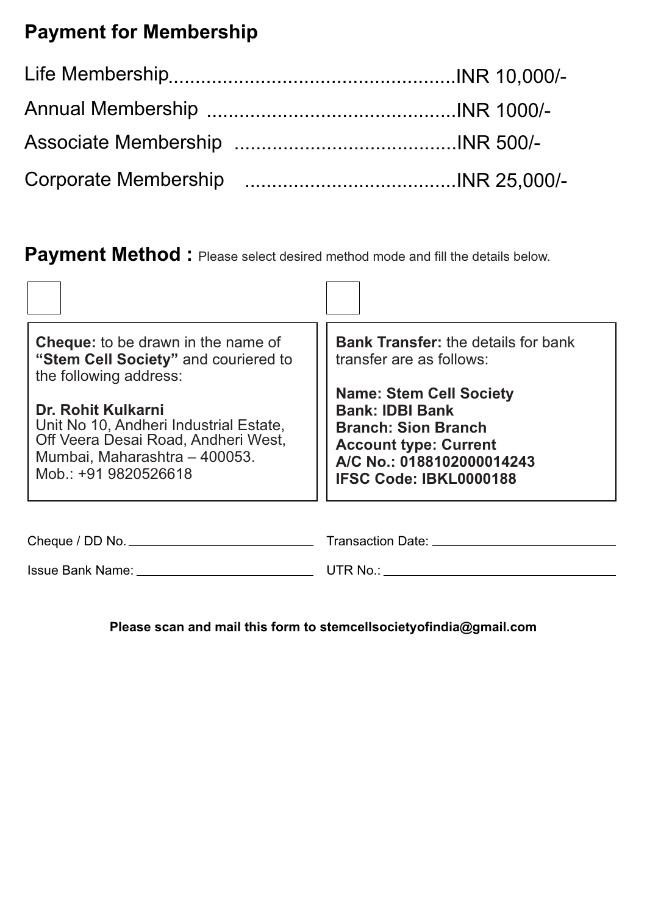## Payment for Membership

Life Membership....................................................INR 10,000/-

Annual Membership .............................................INR 1000/-

Associate Membership .........................................INR 500/-

Corporate Membership .......................................INR 25,000/-

## Payment Method : Please select desired method mode and fill the details below.

☐ **Cheque:** to be drawn in the name of **"Stem Cell Society"** and couriered to the following address:

**Dr. Rohit Kulkarni**
Unit No 10, Andheri Industrial Estate,
Off Veera Desai Road, Andheri West,
Mumbai, Maharashtra – 400053.
Mob.: +91 9820526618

☐ **Bank Transfer:** the details for bank transfer are as follows:

**Name: Stem Cell Society**
**Bank: IDBI Bank**
**Branch: Sion Branch**
**Account type: Current**
**A/C No.: 0188102000014243**
**IFSC Code: IBKL0000188**

Cheque / DD No. ____________________

Issue Bank Name: ____________________

Transaction Date: ____________________

UTR No.: ____________________

**Please scan and mail this form to stemcellsocietyofindia@gmail.com**